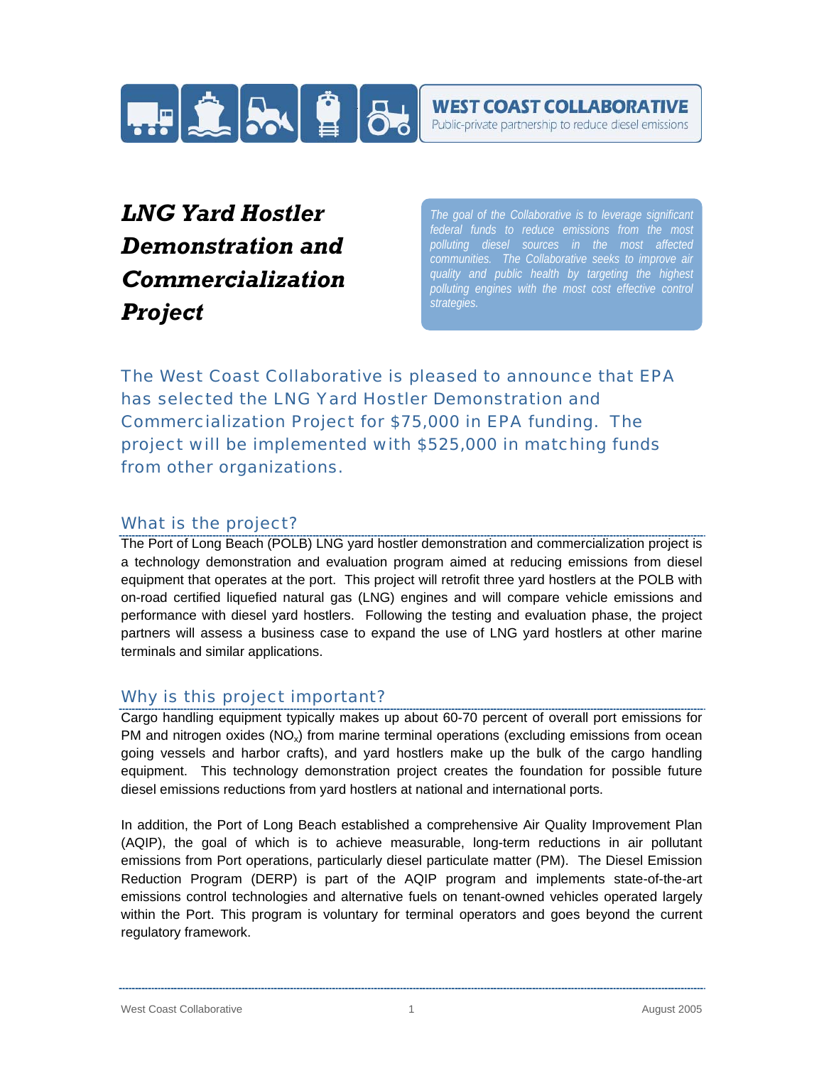**WEST COAST COLLABORATIVE**

Public-private partnership to reduce diesel emissions

# *LNG Yard Hostler Demonstration and Commercialization Project*

*The goal of the Collaborative is to leverage significant federal funds to reduce emissions from the most polluting diesel sources in the most affected communities. The Collaborative seeks to improve air quality and public health by targeting the highest polluting engines with the most cost effective control strategies.*

The West Coast Collaborative is pleased to announce that EPA has selected the LNG Yard Hostler Demonstration and Commercialization Project for $75,000 in EPA funding. The project will be implemented with $525,000 in matching funds from other organizations.

## What is the project?

The Port of Long Beach (POLB) LNG yard hostler demonstration and commercialization project is a technology demonstration and evaluation program aimed at reducing emissions from diesel equipment that operates at the port. This project will retrofit three yard hostlers at the POLB with on-road certified liquefied natural gas (LNG) engines and will compare vehicle emissions and performance with diesel yard hostlers. Following the testing and evaluation phase, the project partners will assess a business case to expand the use of LNG yard hostlers at other marine terminals and similar applications.

## Why is this project important?

Cargo handling equipment typically makes up about 60-70 percent of overall port emissions for PM and nitrogen oxides ($NO_x$) from marine terminal operations (excluding emissions from ocean going vessels and harbor crafts), and yard hostlers make up the bulk of the cargo handling equipment. This technology demonstration project creates the foundation for possible future diesel emissions reductions from yard hostlers at national and international ports.

In addition, the Port of Long Beach established a comprehensive Air Quality Improvement Plan (AQIP), the goal of which is to achieve measurable, long-term reductions in air pollutant emissions from Port operations, particularly diesel particulate matter (PM). The Diesel Emission Reduction Program (DERP) is part of the AQIP program and implements state-of-the-art emissions control technologies and alternative fuels on tenant-owned vehicles operated largely within the Port. This program is voluntary for terminal operators and goes beyond the current regulatory framework.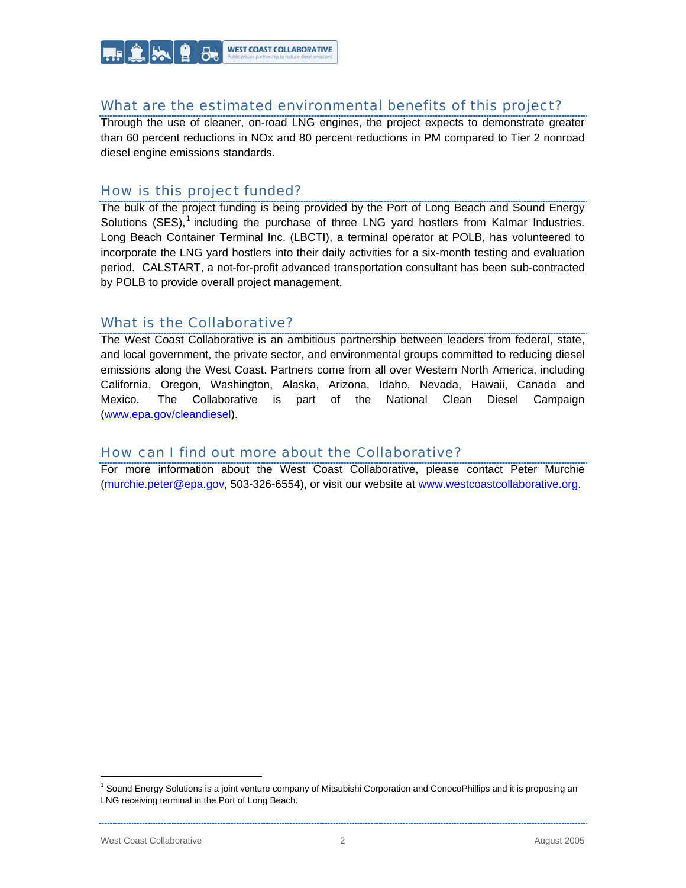## What are the estimated environmental benefits of this project?

Through the use of cleaner, on-road LNG engines, the project expects to demonstrate greater than 60 percent reductions in NOx and 80 percent reductions in PM compared to Tier 2 nonroad diesel engine emissions standards.

## How is this project funded?

The bulk of the project funding is being provided by the Port of Long Beach and Sound Energy Solutions (SES),[1] including the purchase of three LNG yard hostlers from Kalmar Industries. Long Beach Container Terminal Inc. (LBCTI), a terminal operator at POLB, has volunteered to incorporate the LNG yard hostlers into their daily activities for a six-month testing and evaluation period. CALSTART, a not-for-profit advanced transportation consultant has been sub-contracted by POLB to provide overall project management.

## What is the Collaborative?

The West Coast Collaborative is an ambitious partnership between leaders from federal, state, and local government, the private sector, and environmental groups committed to reducing diesel emissions along the West Coast. Partners come from all over Western North America, including California, Oregon, Washington, Alaska, Arizona, Idaho, Nevada, Hawaii, Canada and Mexico. The Collaborative is part of the National Clean Diesel Campaign (www.epa.gov/cleandiesel).

## How can I find out more about the Collaborative?

For more information about the West Coast Collaborative, please contact Peter Murchie (murchie.peter@epa.gov, 503-326-6554), or visit our website at www.westcoastcollaborative.org.

---

[1] Sound Energy Solutions is a joint venture company of Mitsubishi Corporation and ConocoPhillips and it is proposing an LNG receiving terminal in the Port of Long Beach.